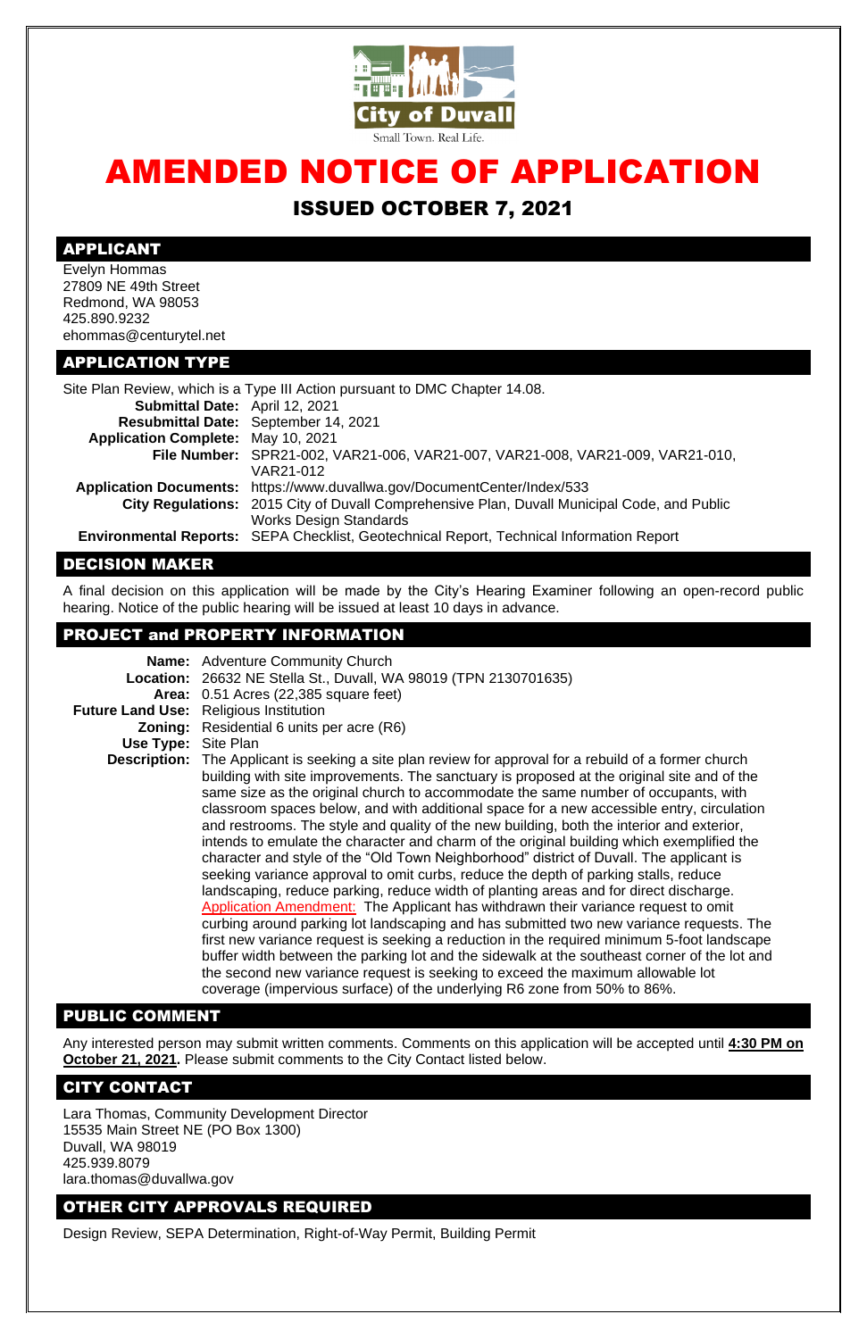City of Duvall

Small Town. Real Life.

# AMENDED NOTICE OF APPLICATION

## ISSUED OCTOBER 7, 2021

## APPLICANT

Evelyn Hommas
27809 NE 49th Street
Redmond, WA 98053
425.890.9232
ehommas@centurytel.net

## APPLICATION TYPE

Site Plan Review, which is a Type III Action pursuant to DMC Chapter 14.08.

**Submittal Date:** April 12, 2021
**Resubmittal Date:** September 14, 2021
**Application Complete:** May 10, 2021
**File Number:** SPR21-002, VAR21-006, VAR21-007, VAR21-008, VAR21-009, VAR21-010, VAR21-012
**Application Documents:** https://www.duvallwa.gov/DocumentCenter/Index/533
**City Regulations:** 2015 City of Duvall Comprehensive Plan, Duvall Municipal Code, and Public Works Design Standards
**Environmental Reports:** SEPA Checklist, Geotechnical Report, Technical Information Report

## DECISION MAKER

A final decision on this application will be made by the City's Hearing Examiner following an open-record public hearing. Notice of the public hearing will be issued at least 10 days in advance.

## PROJECT and PROPERTY INFORMATION

**Name:** Adventure Community Church
**Location:** 26632 NE Stella St., Duvall, WA 98019 (TPN 2130701635)
**Area:** 0.51 Acres (22,385 square feet)
**Future Land Use:** Religious Institution
**Zoning:** Residential 6 units per acre (R6)
**Use Type:** Site Plan
**Description:** The Applicant is seeking a site plan review for approval for a rebuild of a former church building with site improvements. The sanctuary is proposed at the original site and of the same size as the original church to accommodate the same number of occupants, with classroom spaces below, and with additional space for a new accessible entry, circulation and restrooms. The style and quality of the new building, both the interior and exterior, intends to emulate the character and charm of the original building which exemplified the character and style of the "Old Town Neighborhood" district of Duvall. The applicant is seeking variance approval to omit curbs, reduce the depth of parking stalls, reduce landscaping, reduce parking, reduce width of planting areas and for direct discharge.
Application Amendment: The Applicant has withdrawn their variance request to omit curbing around parking lot landscaping and has submitted two new variance requests. The first new variance request is seeking a reduction in the required minimum 5-foot landscape buffer width between the parking lot and the sidewalk at the southeast corner of the lot and the second new variance request is seeking to exceed the maximum allowable lot coverage (impervious surface) of the underlying R6 zone from 50% to 86%.

## PUBLIC COMMENT

Any interested person may submit written comments. Comments on this application will be accepted until **4:30 PM on October 21, 2021.** Please submit comments to the City Contact listed below.

## CITY CONTACT

Lara Thomas, Community Development Director
15535 Main Street NE (PO Box 1300)
Duvall, WA 98019
425.939.8079
lara.thomas@duvallwa.gov

## OTHER CITY APPROVALS REQUIRED

Design Review, SEPA Determination, Right-of-Way Permit, Building Permit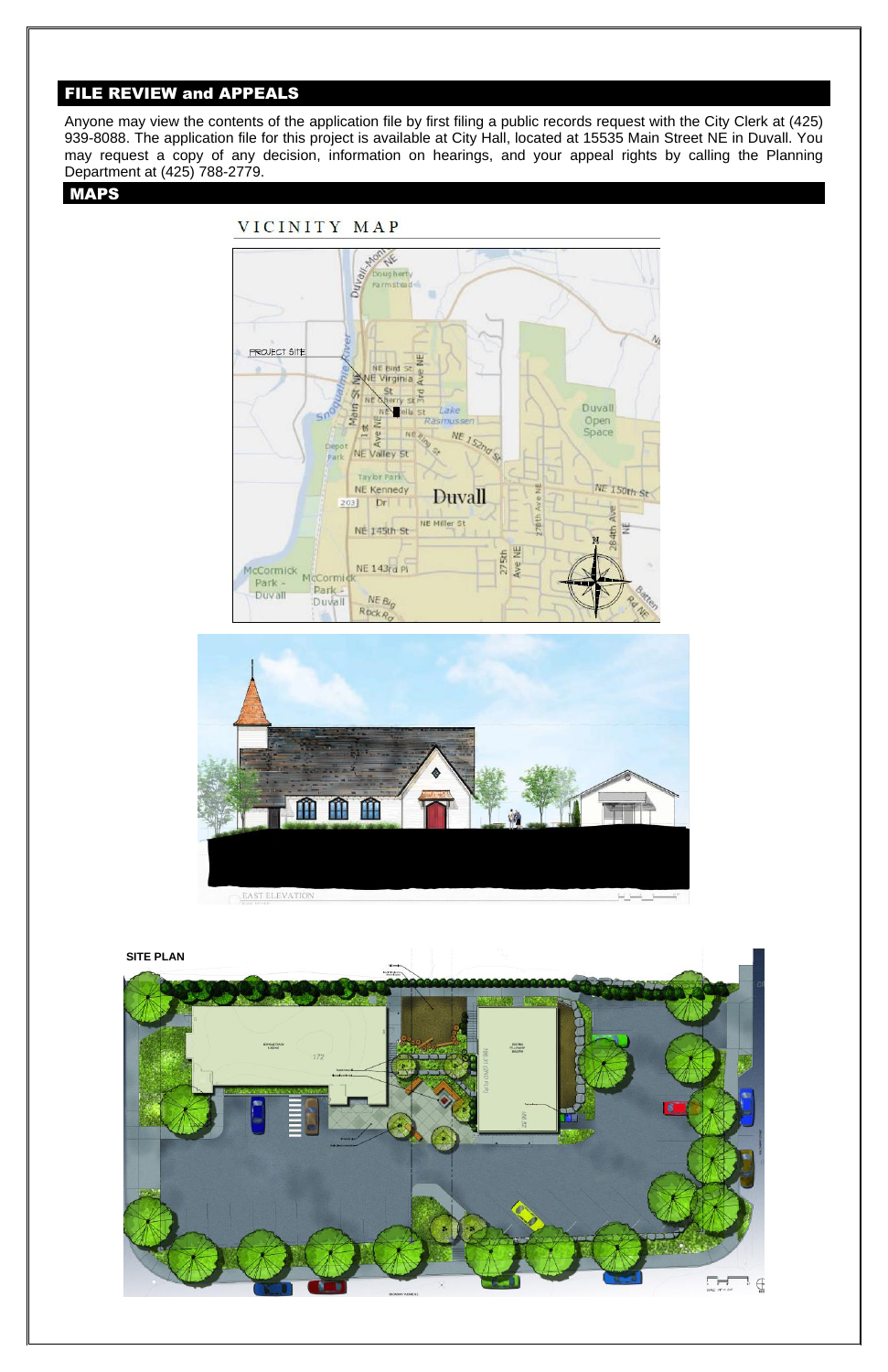## FILE REVIEW and APPEALS

Anyone may view the contents of the application file by first filing a public records request with the City Clerk at (425) 939-8088. The application file for this project is available at City Hall, located at 15535 Main Street NE in Duvall. You may request a copy of any decision, information on hearings, and your appeal rights by calling the Planning Department at (425) 788-2779.

## MAPS

VICINITY MAP

PROJECT SITE

EAST ELEVATION

SITE PLAN